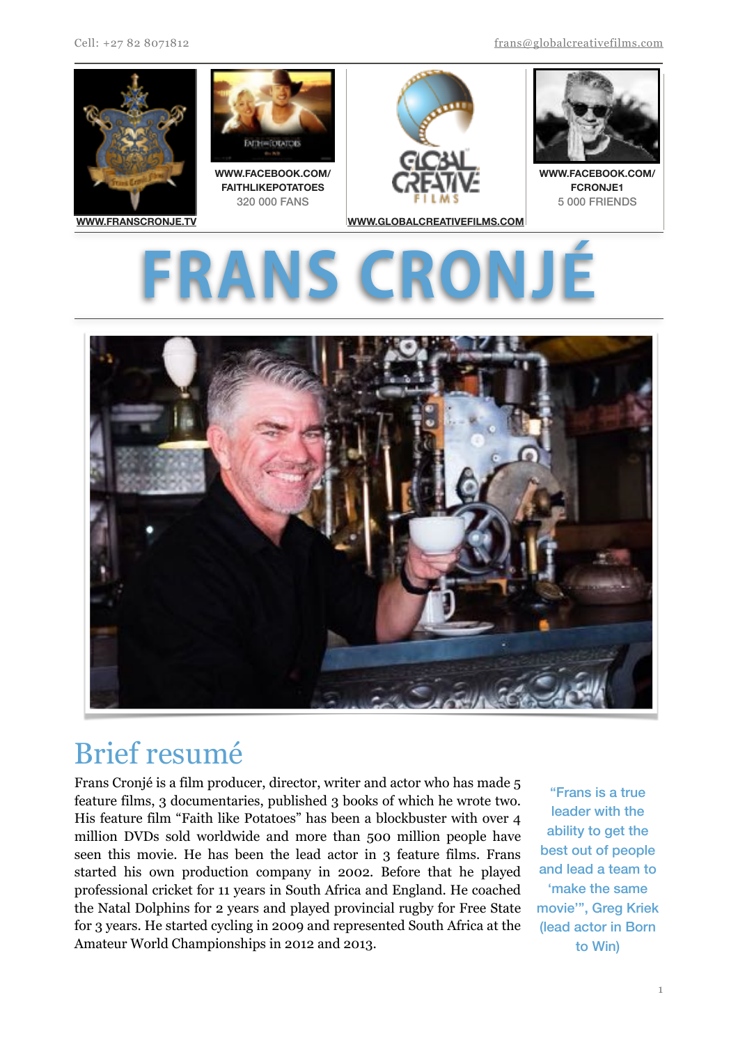Cell: +27 82 8071812

frans@globalcreativefilms.com

WWW.FRANSCRONJE.TV

WWW.FACEBOOK.COM/FAITHLIKEPOTATOES
320 000 FANS

WWW.GLOBALCREATIVEFILMS.COM

WWW.FACEBOOK.COM/FCRONJE1
5 000 FRIENDS

# FRANS CRONJÉ

## Brief resumé

Frans Cronjé is a film producer, director, writer and actor who has made 5 feature films, 3 documentaries, published 3 books of which he wrote two. His feature film "Faith like Potatoes" has been a blockbuster with over 4 million DVDs sold worldwide and more than 500 million people have seen this movie. He has been the lead actor in 3 feature films. Frans started his own production company in 2002. Before that he played professional cricket for 11 years in South Africa and England. He coached the Natal Dolphins for 2 years and played provincial rugby for Free State for 3 years. He started cycling in 2009 and represented South Africa at the Amateur World Championships in 2012 and 2013.

"Frans is a true leader with the ability to get the best out of people and lead a team to 'make the same movie'", Greg Kriek (lead actor in Born to Win)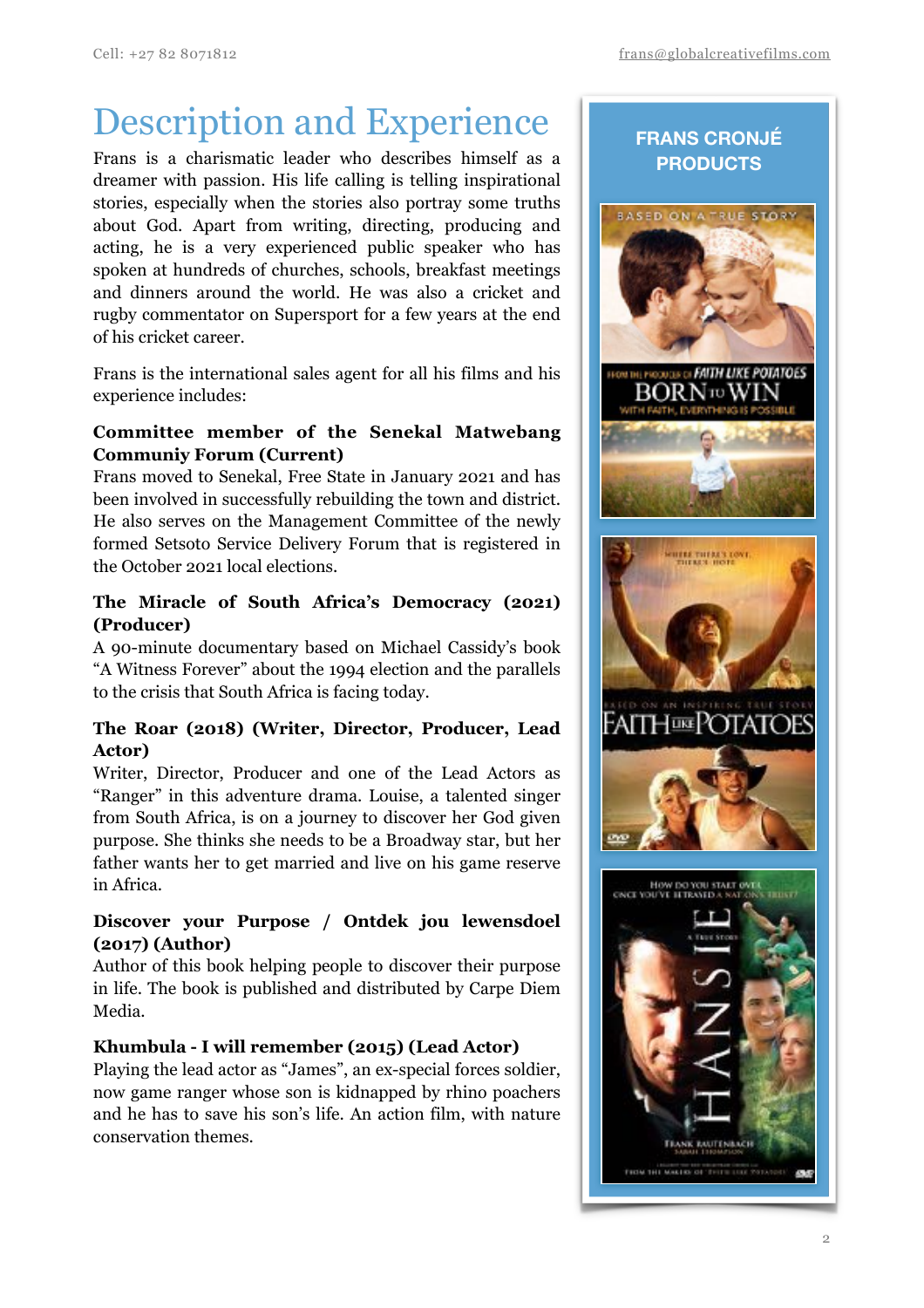# Description and Experience

Frans is a charismatic leader who describes himself as a dreamer with passion. His life calling is telling inspirational stories, especially when the stories also portray some truths about God. Apart from writing, directing, producing and acting, he is a very experienced public speaker who has spoken at hundreds of churches, schools, breakfast meetings and dinners around the world. He was also a cricket and rugby commentator on Supersport for a few years at the end of his cricket career.

Frans is the international sales agent for all his films and his experience includes:

**Committee member of the Senekal Matwebang Communiy Forum (Current)**
Frans moved to Senekal, Free State in January 2021 and has been involved in successfully rebuilding the town and district. He also serves on the Management Committee of the newly formed Setsoto Service Delivery Forum that is registered in the October 2021 local elections.

**The Miracle of South Africa's Democracy (2021) (Producer)**
A 90-minute documentary based on Michael Cassidy's book "A Witness Forever" about the 1994 election and the parallels to the crisis that South Africa is facing today.

**The Roar (2018) (Writer, Director, Producer, Lead Actor)**
Writer, Director, Producer and one of the Lead Actors as "Ranger" in this adventure drama. Louise, a talented singer from South Africa, is on a journey to discover her God given purpose. She thinks she needs to be a Broadway star, but her father wants her to get married and live on his game reserve in Africa.

**Discover your Purpose / Ontdek jou lewensdoel (2017) (Author)**
Author of this book helping people to discover their purpose in life. The book is published and distributed by Carpe Diem Media.

**Khumbula - I will remember (2015) (Lead Actor)**
Playing the lead actor as "James", an ex-special forces soldier, now game ranger whose son is kidnapped by rhino poachers and he has to save his son's life. An action film, with nature conservation themes.

## FRANS CRONJÉ PRODUCTS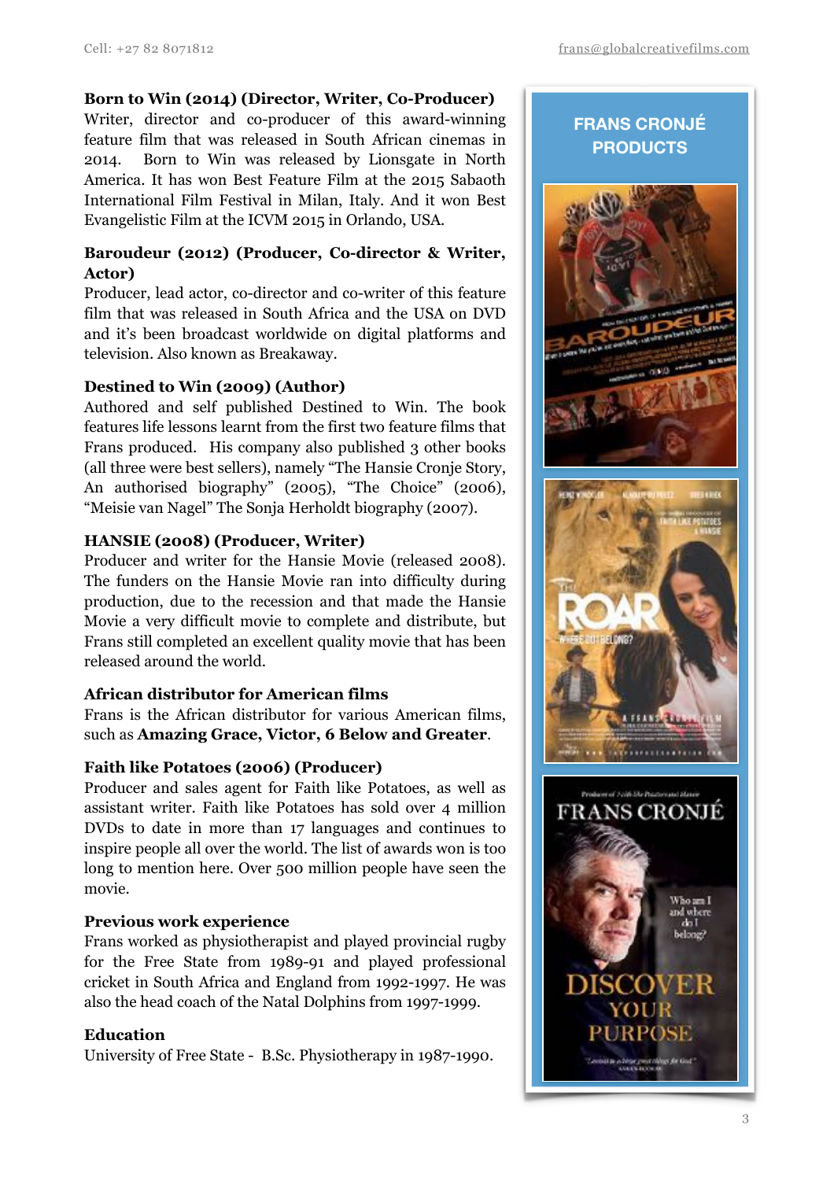**Born to Win (2014) (Director, Writer, Co-Producer)**
Writer, director and co-producer of this award-winning feature film that was released in South African cinemas in 2014. Born to Win was released by Lionsgate in North America. It has won Best Feature Film at the 2015 Sabaoth International Film Festival in Milan, Italy. And it won Best Evangelistic Film at the ICVM 2015 in Orlando, USA.

**Baroudeur (2012) (Producer, Co-director & Writer, Actor)**
Producer, lead actor, co-director and co-writer of this feature film that was released in South Africa and the USA on DVD and it's been broadcast worldwide on digital platforms and television. Also known as Breakaway.

**Destined to Win (2009) (Author)**
Authored and self published Destined to Win. The book features life lessons learnt from the first two feature films that Frans produced. His company also published 3 other books (all three were best sellers), namely "The Hansie Cronje Story, An authorised biography" (2005), "The Choice" (2006), "Meisie van Nagel" The Sonja Herholdt biography (2007).

**HANSIE (2008) (Producer, Writer)**
Producer and writer for the Hansie Movie (released 2008). The funders on the Hansie Movie ran into difficulty during production, due to the recession and that made the Hansie Movie a very difficult movie to complete and distribute, but Frans still completed an excellent quality movie that has been released around the world.

**African distributor for American films**
Frans is the African distributor for various American films, such as **Amazing Grace, Victor, 6 Below and Greater**.

**Faith like Potatoes (2006) (Producer)**
Producer and sales agent for Faith like Potatoes, as well as assistant writer. Faith like Potatoes has sold over 4 million DVDs to date in more than 17 languages and continues to inspire people all over the world. The list of awards won is too long to mention here. Over 500 million people have seen the movie.

**Previous work experience**
Frans worked as physiotherapist and played provincial rugby for the Free State from 1989-91 and played professional cricket in South Africa and England from 1992-1997. He was also the head coach of the Natal Dolphins from 1997-1999.

**Education**
University of Free State - B.Sc. Physiotherapy in 1987-1990.

**FRANS CRONJÉ PRODUCTS**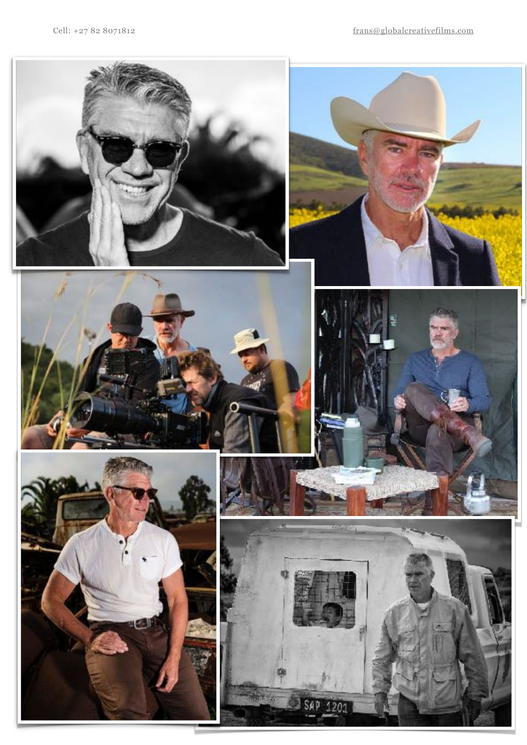Cell: +27 82 8071812

frans@globalcreativefilms.com